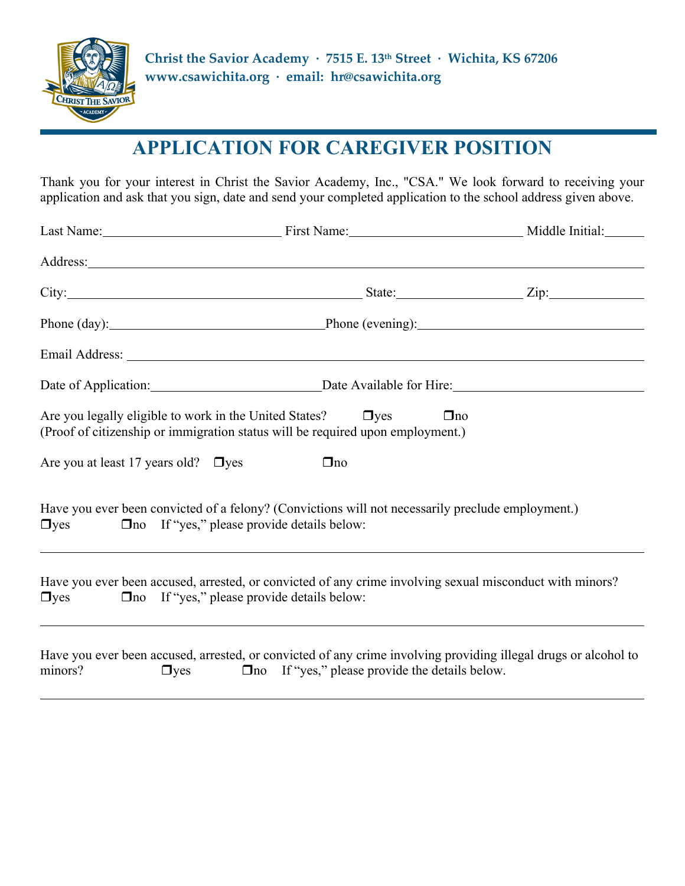**Christ the Savior Academy · 7515 E. 13th Street · Wichita, KS 67206**
**www.csawichita.org · email: hr@csawichita.org**

# APPLICATION FOR CAREGIVER POSITION

Thank you for your interest in Christ the Savior Academy, Inc., "CSA." We look forward to receiving your application and ask that you sign, date and send your completed application to the school address given above.

Last Name:____________________ First Name:____________________ Middle Initial:______

Address:________________________________________________________________

City:________________________________ State:______________ Zip:____________

Phone (day):_______________________ Phone (evening):_______________________

Email Address: ___________________________________________________________

Date of Application:____________________ Date Available for Hire:____________________

Are you legally eligible to work in the United States? ❐yes ❐no
(Proof of citizenship or immigration status will be required upon employment.)

Are you at least 17 years old? ❐yes ❐no

Have you ever been convicted of a felony? (Convictions will not necessarily preclude employment.)
❐yes ❐no If "yes," please provide details below:

________________________________________________________________________

Have you ever been accused, arrested, or convicted of any crime involving sexual misconduct with minors?
❐yes ❐no If "yes," please provide details below:

________________________________________________________________________

Have you ever been accused, arrested, or convicted of any crime involving providing illegal drugs or alcohol to minors? ❐yes ❐no If "yes," please provide the details below.

________________________________________________________________________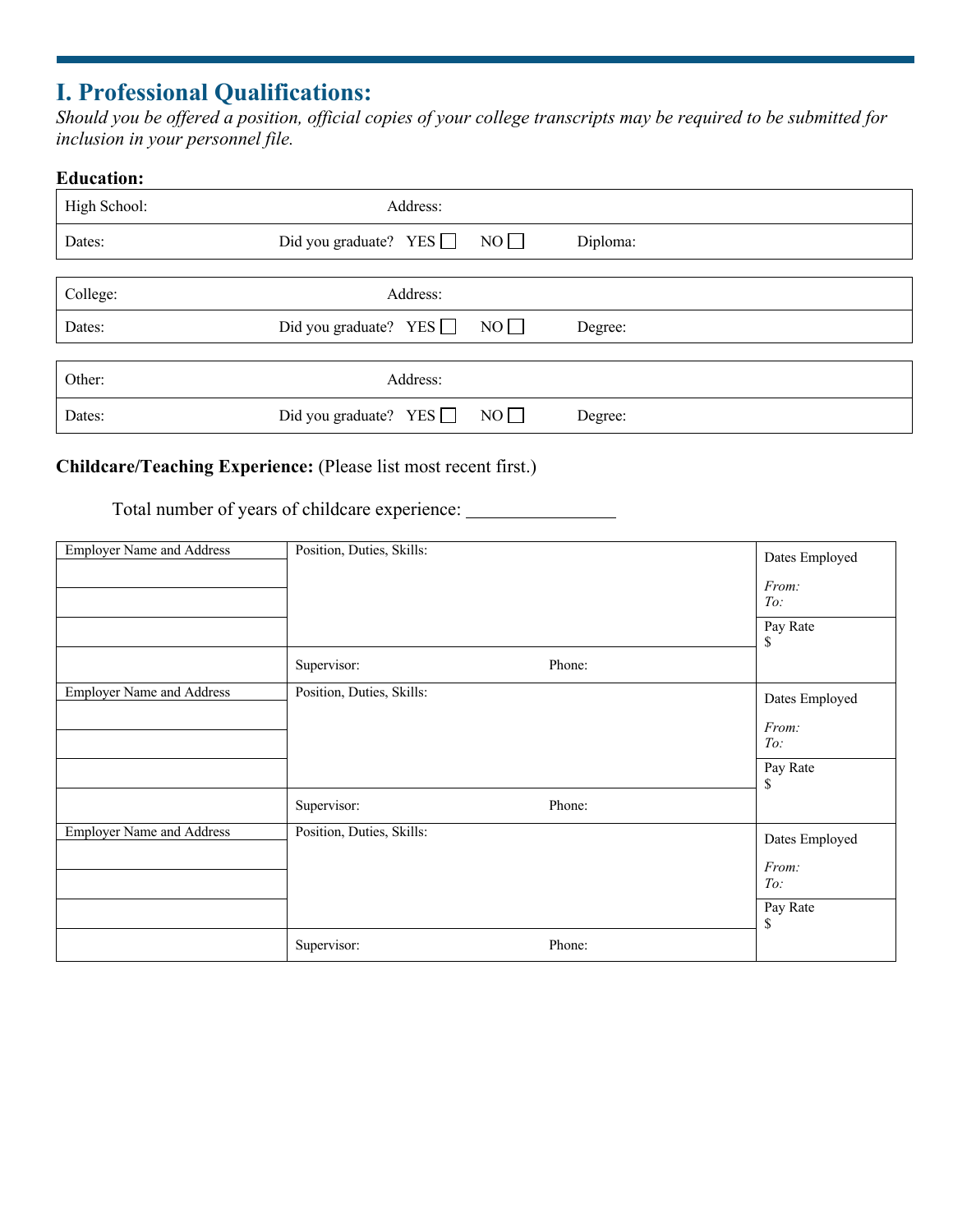## I. Professional Qualifications:

*Should you be offered a position, official copies of your college transcripts may be required to be submitted for inclusion in your personnel file.*

**Education:**

| High School: | Address: | | |
|---|---|---|---|
| Dates: | Did you graduate? YES ☐ | NO ☐ | Diploma: |

| College: | Address: | | |
|---|---|---|---|
| Dates: | Did you graduate? YES ☐ | NO ☐ | Degree: |

| Other: | Address: | | |
|---|---|---|---|
| Dates: | Did you graduate? YES ☐ | NO ☐ | Degree: |

**Childcare/Teaching Experience:** (Please list most recent first.)

Total number of years of childcare experience: ________________

| Employer Name and Address | Position, Duties, Skills: | | Dates Employed<br>*From:*<br>*To:* |
|---|---|---|---|
| | | | Pay Rate<br>$ |
| | Supervisor: | Phone: | |
| **Employer Name and Address** | **Position, Duties, Skills:** | | **Dates Employed**<br>*From:*<br>*To:* |
| | | | Pay Rate<br>$ |
| | Supervisor: | Phone: | |
| **Employer Name and Address** | **Position, Duties, Skills:** | | **Dates Employed**<br>*From:*<br>*To:* |
| | | | Pay Rate<br>$ |
| | Supervisor: | Phone: | |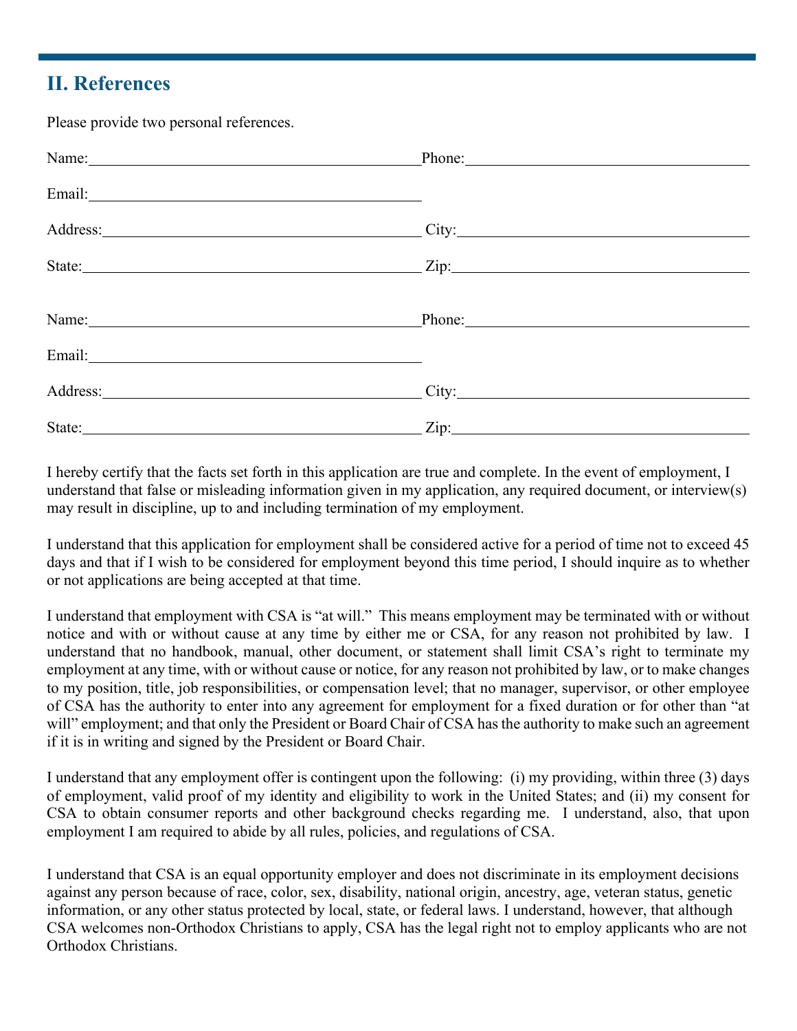## II. References

Please provide two personal references.

Name:______________________________ Phone:______________________________

Email:______________________________

Address:______________________________ City:______________________________

State:______________________________ Zip:______________________________

Name:______________________________ Phone:______________________________

Email:______________________________

Address:______________________________ City:______________________________

State:______________________________ Zip:______________________________

I hereby certify that the facts set forth in this application are true and complete. In the event of employment, I understand that false or misleading information given in my application, any required document, or interview(s) may result in discipline, up to and including termination of my employment.

I understand that this application for employment shall be considered active for a period of time not to exceed 45 days and that if I wish to be considered for employment beyond this time period, I should inquire as to whether or not applications are being accepted at that time.

I understand that employment with CSA is "at will." This means employment may be terminated with or without notice and with or without cause at any time by either me or CSA, for any reason not prohibited by law. I understand that no handbook, manual, other document, or statement shall limit CSA's right to terminate my employment at any time, with or without cause or notice, for any reason not prohibited by law, or to make changes to my position, title, job responsibilities, or compensation level; that no manager, supervisor, or other employee of CSA has the authority to enter into any agreement for employment for a fixed duration or for other than "at will" employment; and that only the President or Board Chair of CSA has the authority to make such an agreement if it is in writing and signed by the President or Board Chair.

I understand that any employment offer is contingent upon the following: (i) my providing, within three (3) days of employment, valid proof of my identity and eligibility to work in the United States; and (ii) my consent for CSA to obtain consumer reports and other background checks regarding me. I understand, also, that upon employment I am required to abide by all rules, policies, and regulations of CSA.

I understand that CSA is an equal opportunity employer and does not discriminate in its employment decisions against any person because of race, color, sex, disability, national origin, ancestry, age, veteran status, genetic information, or any other status protected by local, state, or federal laws. I understand, however, that although CSA welcomes non-Orthodox Christians to apply, CSA has the legal right not to employ applicants who are not Orthodox Christians.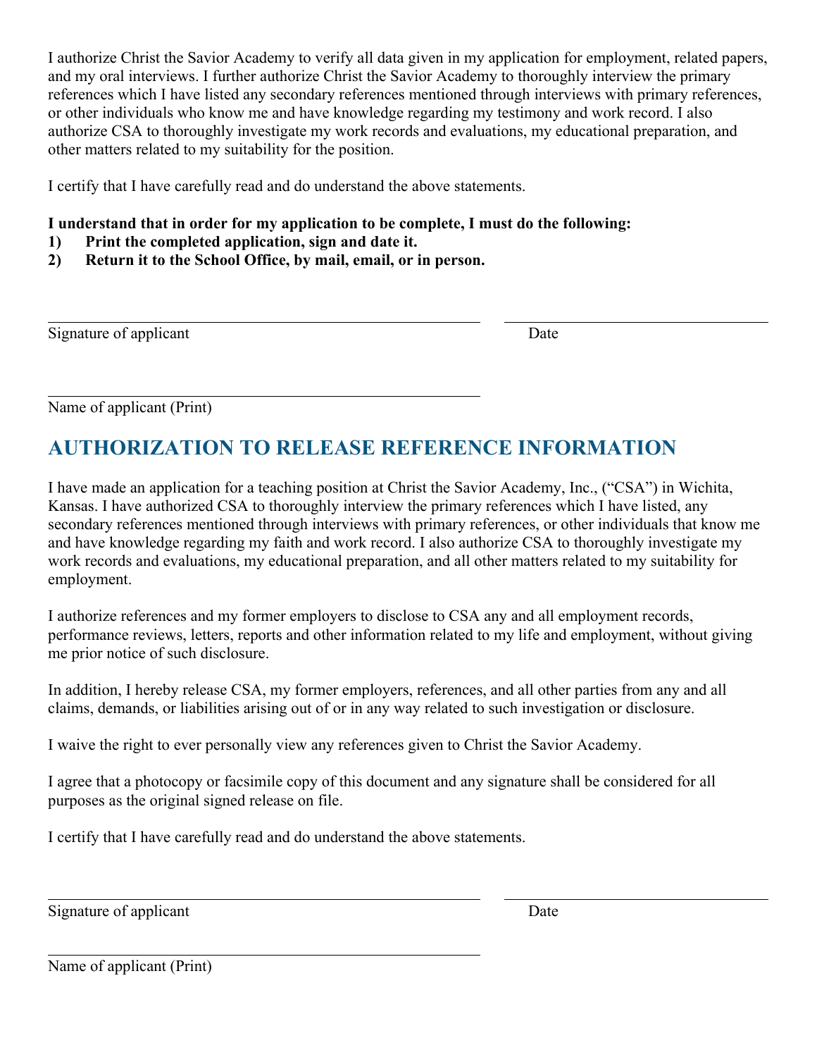I authorize Christ the Savior Academy to verify all data given in my application for employment, related papers, and my oral interviews. I further authorize Christ the Savior Academy to thoroughly interview the primary references which I have listed any secondary references mentioned through interviews with primary references, or other individuals who know me and have knowledge regarding my testimony and work record. I also authorize CSA to thoroughly investigate my work records and evaluations, my educational preparation, and other matters related to my suitability for the position.

I certify that I have carefully read and do understand the above statements.

**I understand that in order for my application to be complete, I must do the following:**

1) **Print the completed application, sign and date it.**
2) **Return it to the School Office, by mail, email, or in person.**

_______________________________________ _______________________

Signature of applicant Date

_______________________________________

Name of applicant (Print)

## AUTHORIZATION TO RELEASE REFERENCE INFORMATION

I have made an application for a teaching position at Christ the Savior Academy, Inc., ("CSA") in Wichita, Kansas. I have authorized CSA to thoroughly interview the primary references which I have listed, any secondary references mentioned through interviews with primary references, or other individuals that know me and have knowledge regarding my faith and work record. I also authorize CSA to thoroughly investigate my work records and evaluations, my educational preparation, and all other matters related to my suitability for employment.

I authorize references and my former employers to disclose to CSA any and all employment records, performance reviews, letters, reports and other information related to my life and employment, without giving me prior notice of such disclosure.

In addition, I hereby release CSA, my former employers, references, and all other parties from any and all claims, demands, or liabilities arising out of or in any way related to such investigation or disclosure.

I waive the right to ever personally view any references given to Christ the Savior Academy.

I agree that a photocopy or facsimile copy of this document and any signature shall be considered for all purposes as the original signed release on file.

I certify that I have carefully read and do understand the above statements.

_______________________________________ _______________________

Signature of applicant Date

_______________________________________

Name of applicant (Print)